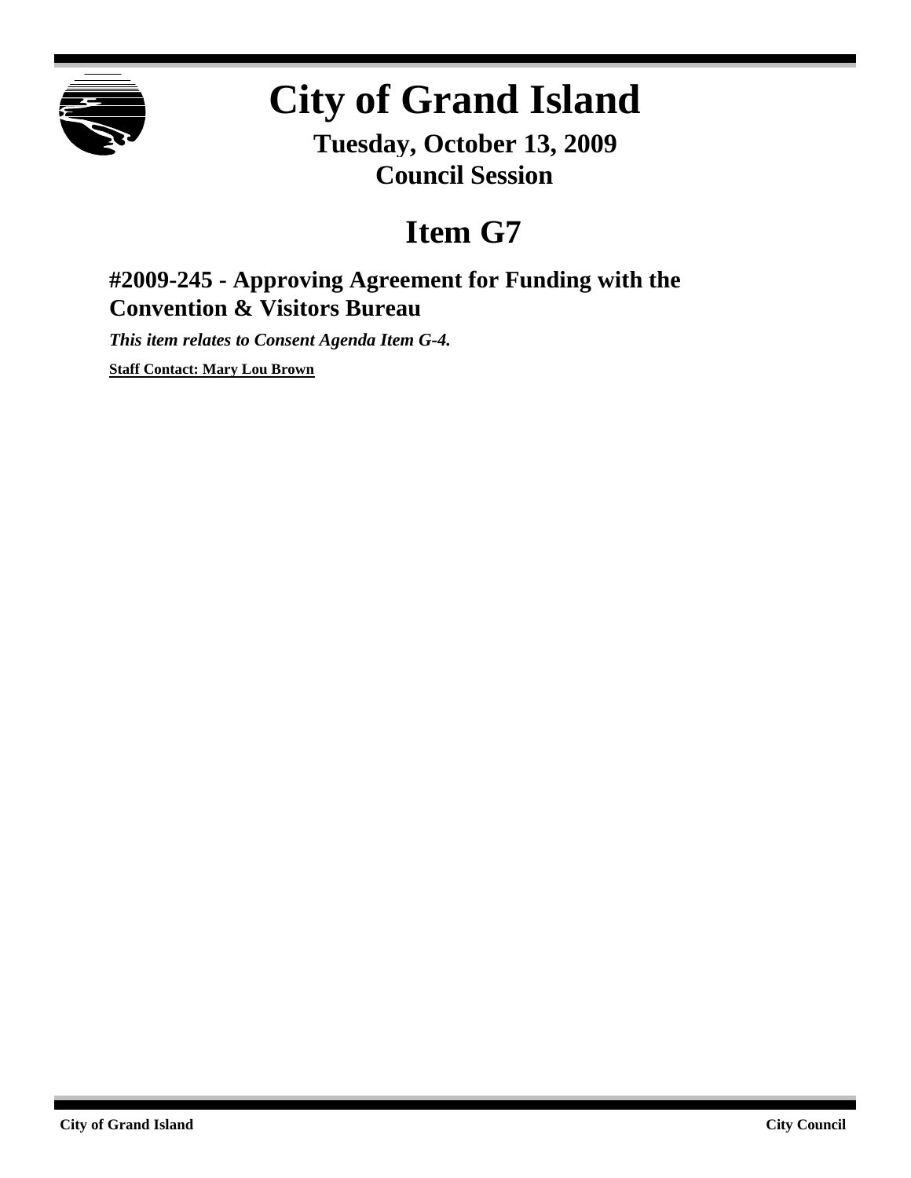# City of Grand Island

**Tuesday, October 13, 2009**
**Council Session**

## Item G7

### #2009-245 - Approving Agreement for Funding with the Convention & Visitors Bureau

***This item relates to Consent Agenda Item G-4.***

**Staff Contact: Mary Lou Brown**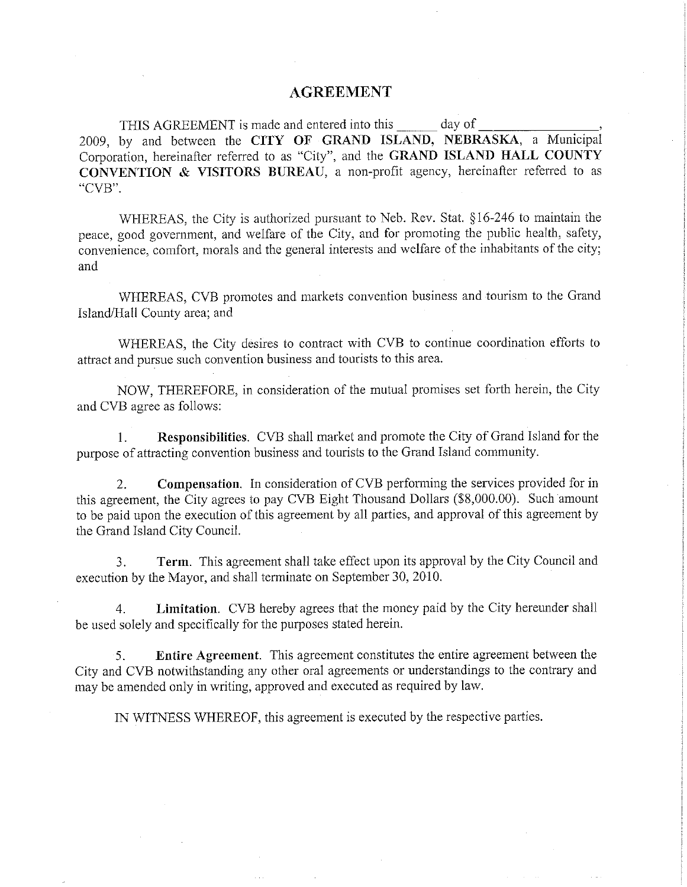# AGREEMENT

THIS AGREEMENT is made and entered into this ______ day of ________________, 2009, by and between the **CITY OF GRAND ISLAND, NEBRASKA**, a Municipal Corporation, hereinafter referred to as "City", and the **GRAND ISLAND HALL COUNTY CONVENTION & VISITORS BUREAU**, a non-profit agency, hereinafter referred to as "CVB".

WHEREAS, the City is authorized pursuant to Neb. Rev. Stat. §16-246 to maintain the peace, good government, and welfare of the City, and for promoting the public health, safety, convenience, comfort, morals and the general interests and welfare of the inhabitants of the city; and

WHEREAS, CVB promotes and markets convention business and tourism to the Grand Island/Hall County area; and

WHEREAS, the City desires to contract with CVB to continue coordination efforts to attract and pursue such convention business and tourists to this area.

NOW, THEREFORE, in consideration of the mutual promises set forth herein, the City and CVB agree as follows:

1. **Responsibilities**. CVB shall market and promote the City of Grand Island for the purpose of attracting convention business and tourists to the Grand Island community.

2. **Compensation**. In consideration of CVB performing the services provided for in this agreement, the City agrees to pay CVB Eight Thousand Dollars ($8,000.00). Such amount to be paid upon the execution of this agreement by all parties, and approval of this agreement by the Grand Island City Council.

3. **Term**. This agreement shall take effect upon its approval by the City Council and execution by the Mayor, and shall terminate on September 30, 2010.

4. **Limitation**. CVB hereby agrees that the money paid by the City hereunder shall be used solely and specifically for the purposes stated herein.

5. **Entire Agreement**. This agreement constitutes the entire agreement between the City and CVB notwithstanding any other oral agreements or understandings to the contrary and may be amended only in writing, approved and executed as required by law.

IN WITNESS WHEREOF, this agreement is executed by the respective parties.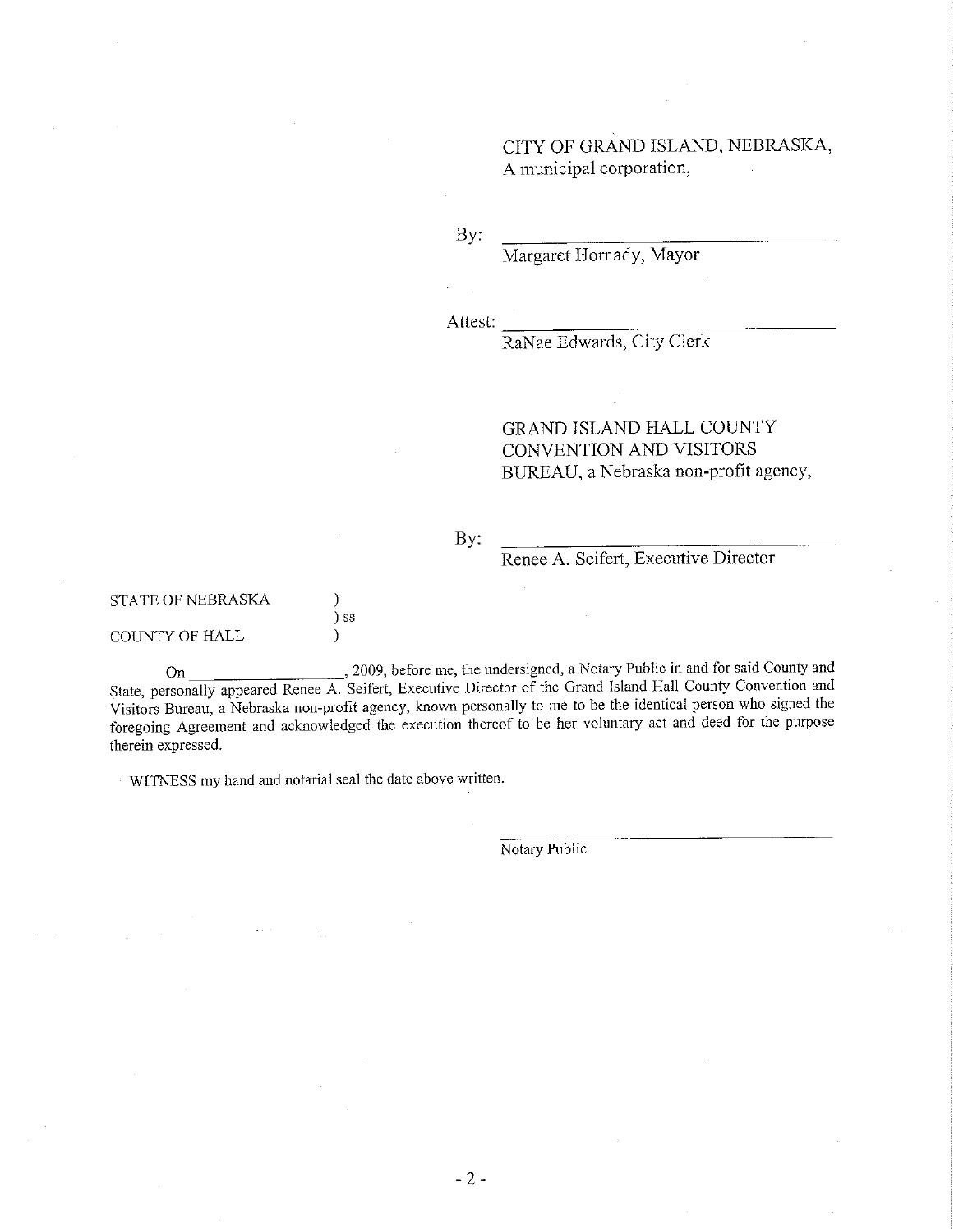CITY OF GRAND ISLAND, NEBRASKA,
A municipal corporation,

By: ______________________________
Margaret Hornady, Mayor

Attest: ______________________________
RaNae Edwards, City Clerk

GRAND ISLAND HALL COUNTY
CONVENTION AND VISITORS
BUREAU, a Nebraska non-profit agency,

By: ______________________________
Renee A. Seifert, Executive Director

STATE OF NEBRASKA )
) ss
COUNTY OF HALL )

On ________________, 2009, before me, the undersigned, a Notary Public in and for said County and State, personally appeared Renee A. Seifert, Executive Director of the Grand Island Hall County Convention and Visitors Bureau, a Nebraska non-profit agency, known personally to me to be the identical person who signed the foregoing Agreement and acknowledged the execution thereof to be her voluntary act and deed for the purpose therein expressed.

WITNESS my hand and notarial seal the date above written.

______________________________
Notary Public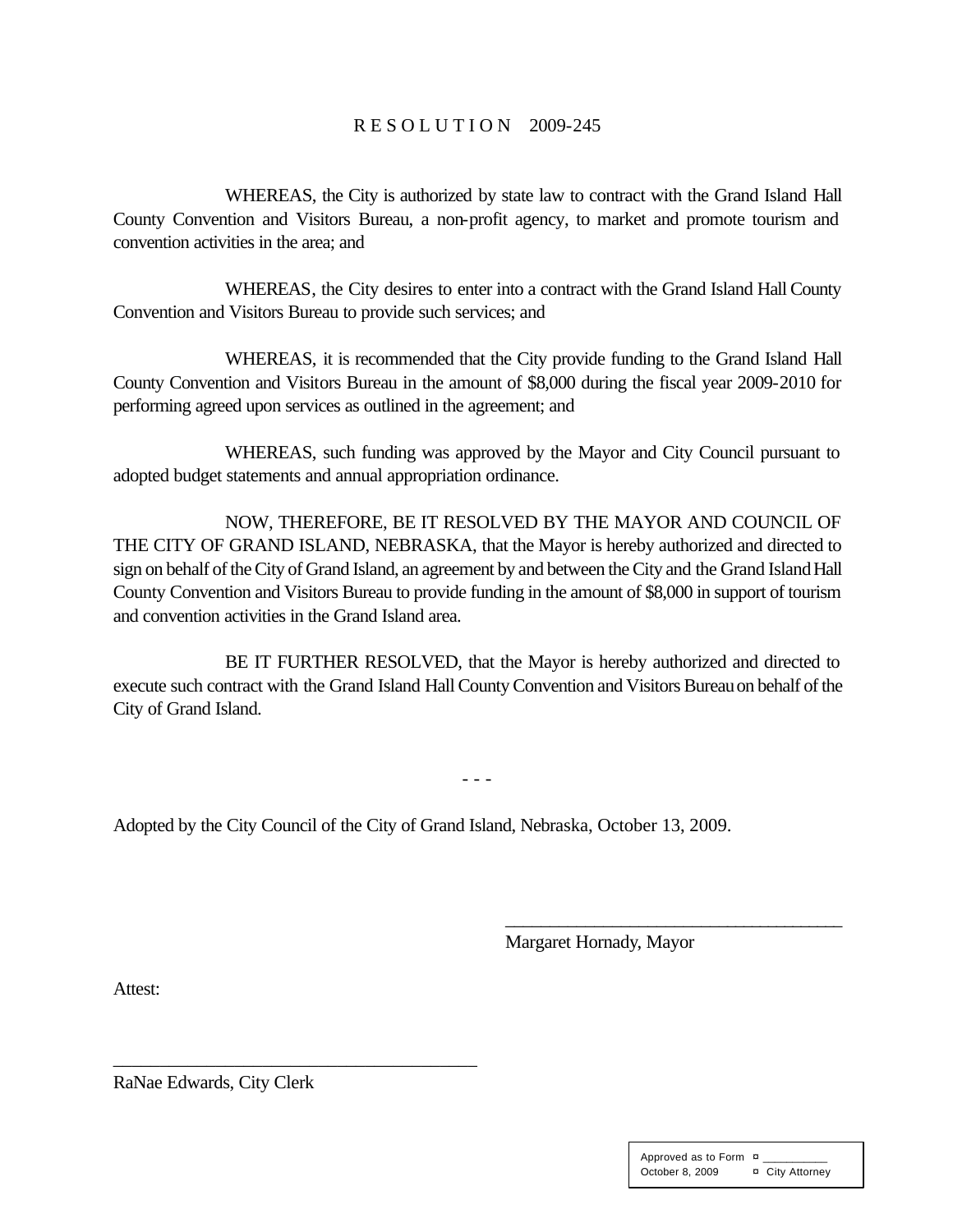# R E S O L U T I O N 2009-245

WHEREAS, the City is authorized by state law to contract with the Grand Island Hall County Convention and Visitors Bureau, a non-profit agency, to market and promote tourism and convention activities in the area; and

WHEREAS, the City desires to enter into a contract with the Grand Island Hall County Convention and Visitors Bureau to provide such services; and

WHEREAS, it is recommended that the City provide funding to the Grand Island Hall County Convention and Visitors Bureau in the amount of $8,000 during the fiscal year 2009-2010 for performing agreed upon services as outlined in the agreement; and

WHEREAS, such funding was approved by the Mayor and City Council pursuant to adopted budget statements and annual appropriation ordinance.

NOW, THEREFORE, BE IT RESOLVED BY THE MAYOR AND COUNCIL OF THE CITY OF GRAND ISLAND, NEBRASKA, that the Mayor is hereby authorized and directed to sign on behalf of the City of Grand Island, an agreement by and between the City and the Grand Island Hall County Convention and Visitors Bureau to provide funding in the amount of $8,000 in support of tourism and convention activities in the Grand Island area.

BE IT FURTHER RESOLVED, that the Mayor is hereby authorized and directed to execute such contract with the Grand Island Hall County Convention and Visitors Bureau on behalf of the City of Grand Island.

- - -

Adopted by the City Council of the City of Grand Island, Nebraska, October 13, 2009.

_____________________________________
Margaret Hornady, Mayor

Attest:

_______________________________________
RaNae Edwards, City Clerk

| | |
|---|---|
| Approved as to Form ¤ __________ | |
| October 8, 2009 | ¤ City Attorney |